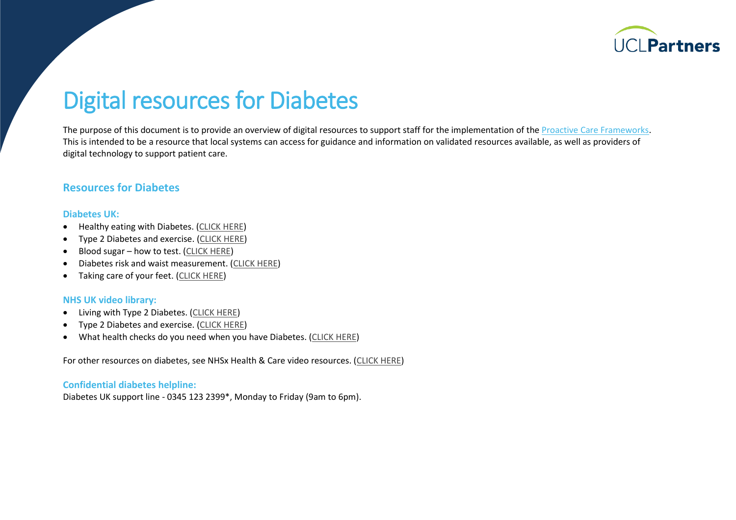# Digital resources for Diabetes

The purpose of this document is to provide an overview of digital resources to support staff for the implementation of the Proactive Care Frameworks. This is intended to be a resource that local systems can access for guidance and information on validated resources available, as well as providers of digital technology to support patient care.

## Resources for Diabetes

### Diabetes UK:

- Healthy eating with Diabetes. (CLICK HERE)
- Type 2 Diabetes and exercise. (CLICK HERE)
- Blood sugar – how to test. (CLICK HERE)
- Diabetes risk and waist measurement. (CLICK HERE)
- Taking care of your feet. (CLICK HERE)

### NHS UK video library:

- Living with Type 2 Diabetes. (CLICK HERE)
- Type 2 Diabetes and exercise. (CLICK HERE)
- What health checks do you need when you have Diabetes. (CLICK HERE)

For other resources on diabetes, see NHSx Health & Care video resources. (CLICK HERE)

### Confidential diabetes helpline:

Diabetes UK support line - 0345 123 2399*, Monday to Friday (9am to 6pm).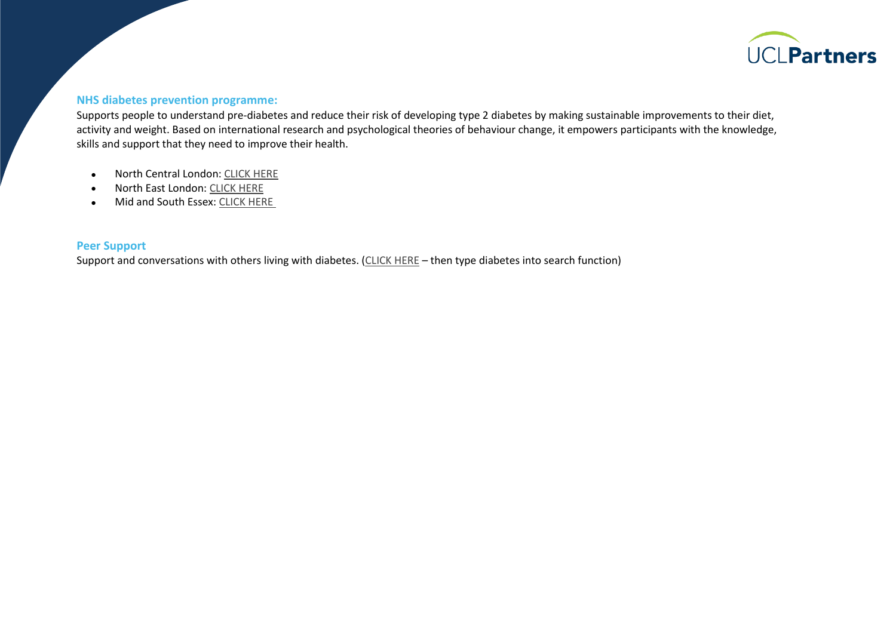## NHS diabetes prevention programme:

Supports people to understand pre-diabetes and reduce their risk of developing type 2 diabetes by making sustainable improvements to their diet, activity and weight. Based on international research and psychological theories of behaviour change, it empowers participants with the knowledge, skills and support that they need to improve their health.

- North Central London: CLICK HERE
- North East London: CLICK HERE
- Mid and South Essex: CLICK HERE

## Peer Support

Support and conversations with others living with diabetes. (CLICK HERE – then type diabetes into search function)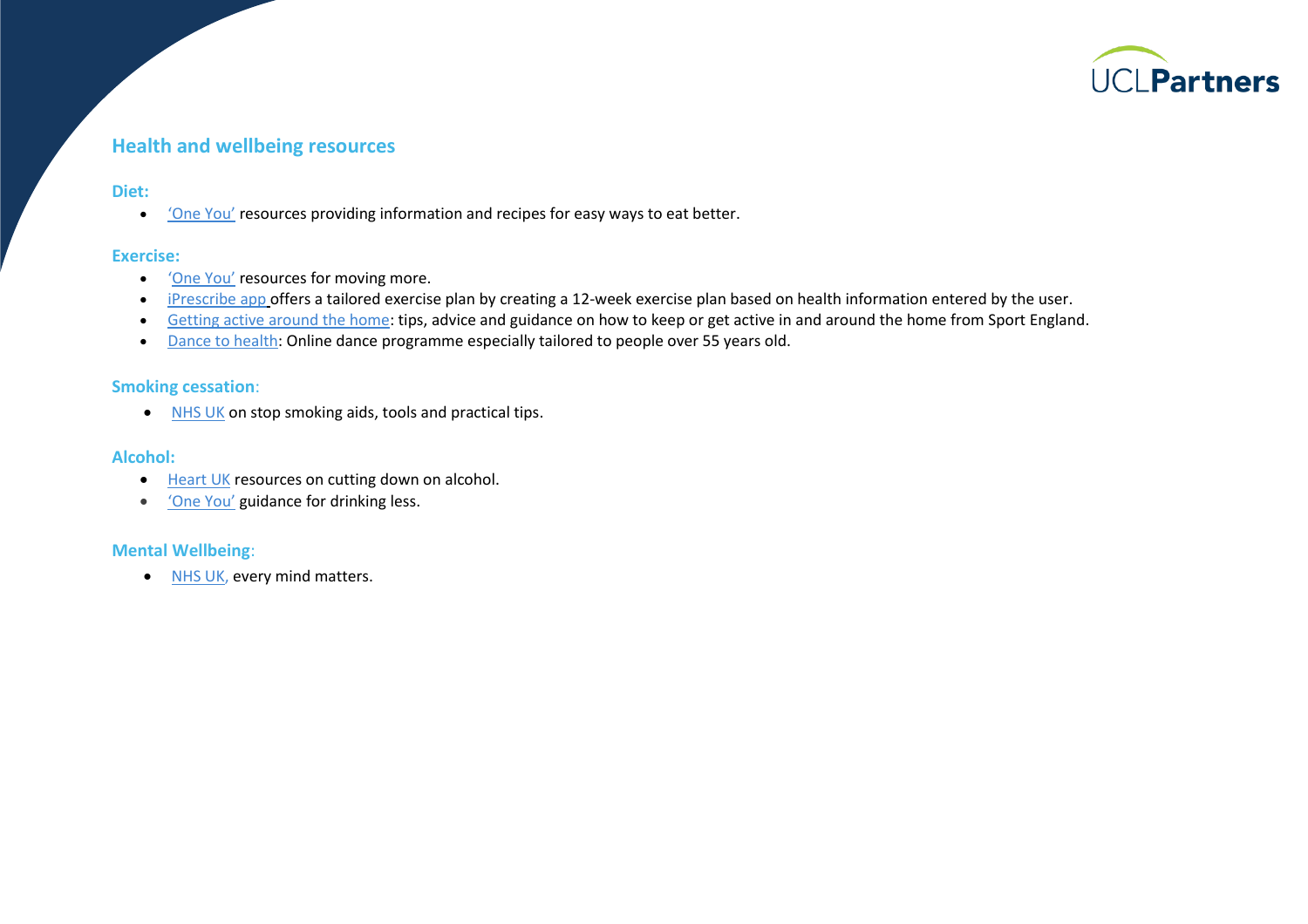## Health and wellbeing resources

### Diet:

- 'One You' resources providing information and recipes for easy ways to eat better.

### Exercise:

- 'One You' resources for moving more.
- iPrescribe app offers a tailored exercise plan by creating a 12-week exercise plan based on health information entered by the user.
- Getting active around the home: tips, advice and guidance on how to keep or get active in and around the home from Sport England.
- Dance to health: Online dance programme especially tailored to people over 55 years old.

### Smoking cessation:

- NHS UK on stop smoking aids, tools and practical tips.

### Alcohol:

- Heart UK resources on cutting down on alcohol.
- 'One You' guidance for drinking less.

### Mental Wellbeing:

- NHS UK, every mind matters.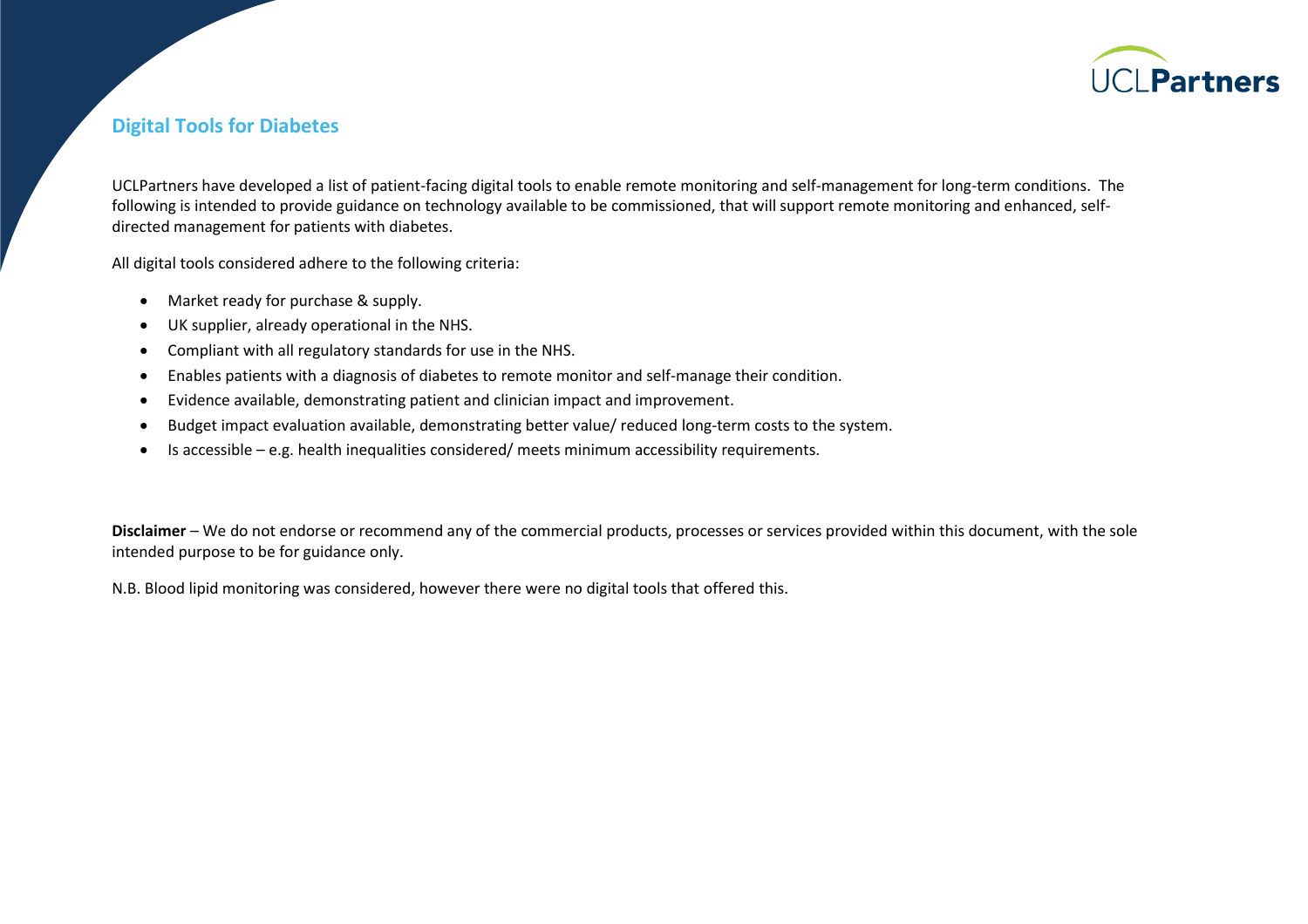## Digital Tools for Diabetes

UCLPartners have developed a list of patient-facing digital tools to enable remote monitoring and self-management for long-term conditions. The following is intended to provide guidance on technology available to be commissioned, that will support remote monitoring and enhanced, self-directed management for patients with diabetes.

All digital tools considered adhere to the following criteria:

- Market ready for purchase & supply.
- UK supplier, already operational in the NHS.
- Compliant with all regulatory standards for use in the NHS.
- Enables patients with a diagnosis of diabetes to remote monitor and self-manage their condition.
- Evidence available, demonstrating patient and clinician impact and improvement.
- Budget impact evaluation available, demonstrating better value/ reduced long-term costs to the system.
- Is accessible – e.g. health inequalities considered/ meets minimum accessibility requirements.

**Disclaimer** – We do not endorse or recommend any of the commercial products, processes or services provided within this document, with the sole intended purpose to be for guidance only.

N.B. Blood lipid monitoring was considered, however there were no digital tools that offered this.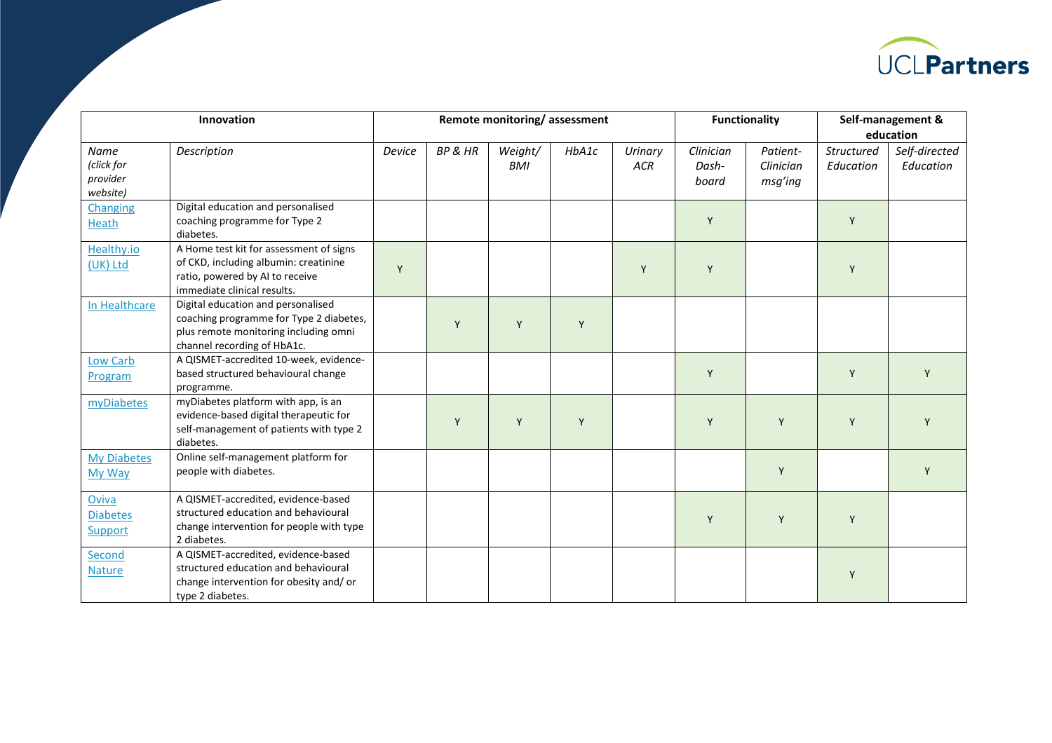| Innovation | | Remote monitoring/ assessment | | | | | Functionality | | Self-management & education | |
|---|---|---|---|---|---|---|---|---|---|---|
| *Name (click for provider website)* | *Description* | *Device* | *BP & HR* | *Weight/ BMI* | *HbA1c* | *Urinary ACR* | *Clinician Dash-board* | *Patient-Clinician msg'ing* | *Structured Education* | *Self-directed Education* |
| Changing Heath | Digital education and personalised coaching programme for Type 2 diabetes. | | | | | | Y | | Y | |
| Healthy.io (UK) Ltd | A Home test kit for assessment of signs of CKD, including albumin: creatinine ratio, powered by AI to receive immediate clinical results. | Y | | | | Y | Y | | Y | |
| In Healthcare | Digital education and personalised coaching programme for Type 2 diabetes, plus remote monitoring including omni channel recording of HbA1c. | | Y | Y | Y | | | | | |
| Low Carb Program | A QISMET-accredited 10-week, evidence-based structured behavioural change programme. | | | | | | Y | | Y | Y |
| myDiabetes | myDiabetes platform with app, is an evidence-based digital therapeutic for self-management of patients with type 2 diabetes. | | Y | Y | Y | | Y | Y | Y | Y |
| My Diabetes My Way | Online self-management platform for people with diabetes. | | | | | | | Y | | Y |
| Oviva Diabetes Support | A QISMET-accredited, evidence-based structured education and behavioural change intervention for people with type 2 diabetes. | | | | | | Y | Y | Y | |
| Second Nature | A QISMET-accredited, evidence-based structured education and behavioural change intervention for obesity and/ or type 2 diabetes. | | | | | | | | Y | |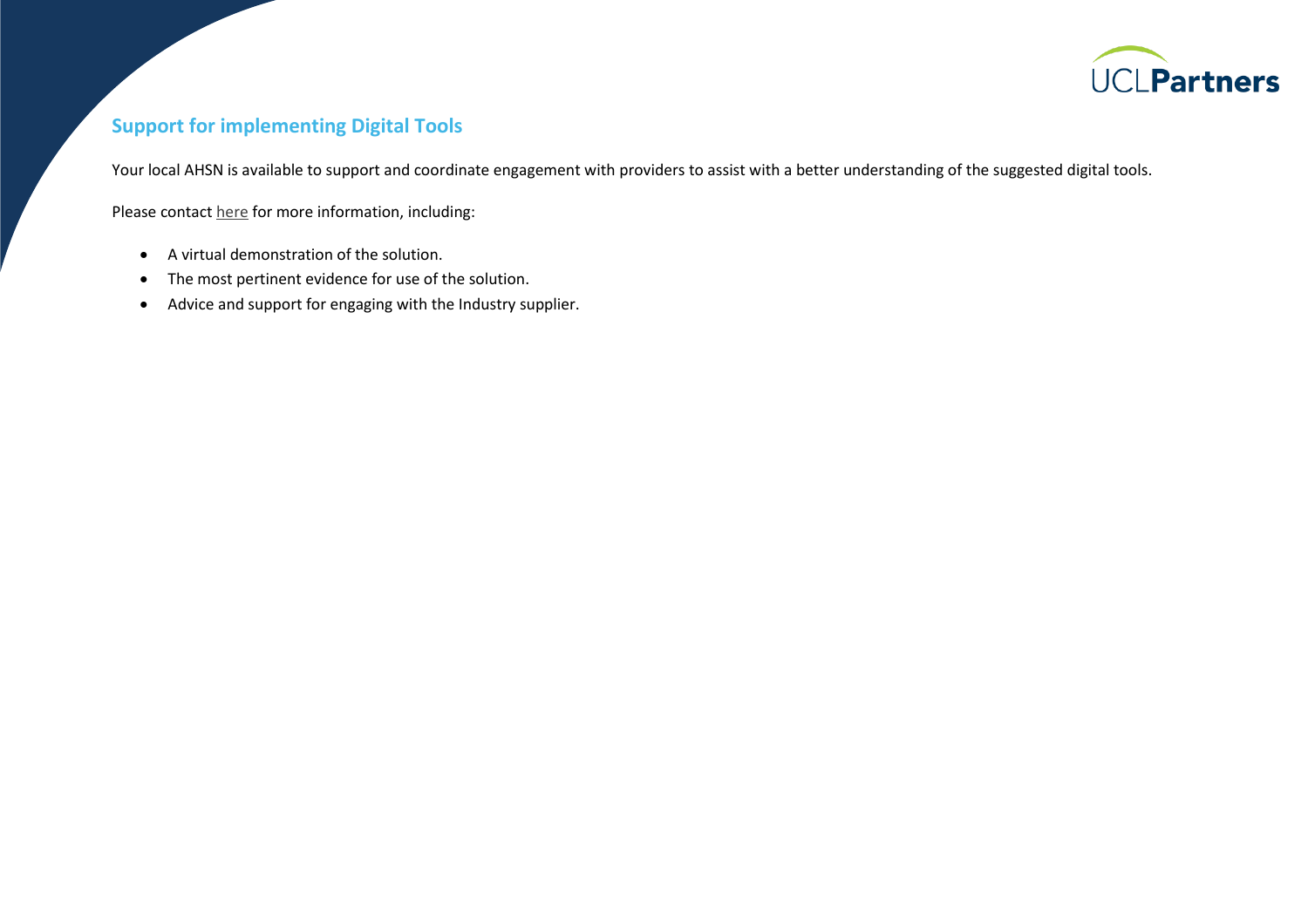## Support for implementing Digital Tools

Your local AHSN is available to support and coordinate engagement with providers to assist with a better understanding of the suggested digital tools.

Please contact here for more information, including:

- A virtual demonstration of the solution.
- The most pertinent evidence for use of the solution.
- Advice and support for engaging with the Industry supplier.